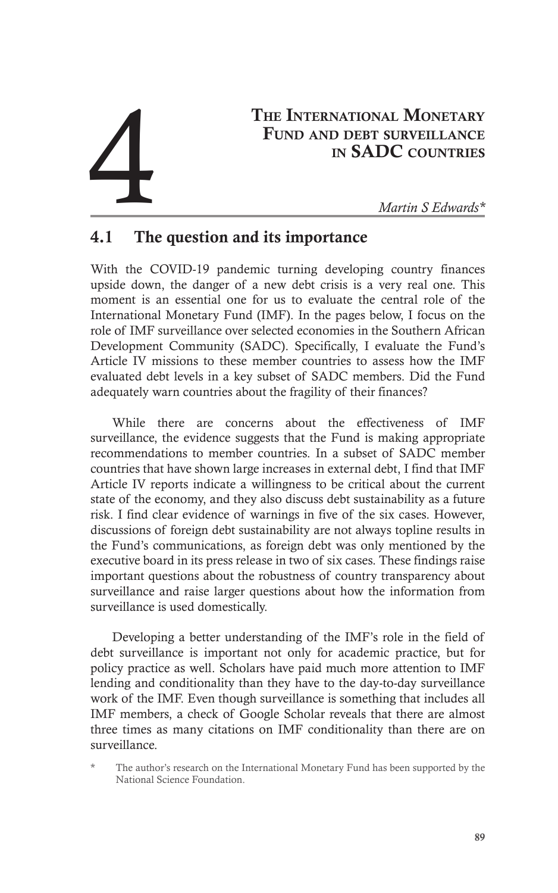# 4 The International Monetary Fund and debt surveillance in SADC countries

*Martin S Edwards**

## 4.1 The question and its importance

With the COVID-19 pandemic turning developing country finances upside down, the danger of a new debt crisis is a very real one. This moment is an essential one for us to evaluate the central role of the International Monetary Fund (IMF). In the pages below, I focus on the role of IMF surveillance over selected economies in the Southern African Development Community (SADC). Specifically, I evaluate the Fund's Article IV missions to these member countries to assess how the IMF evaluated debt levels in a key subset of SADC members. Did the Fund adequately warn countries about the fragility of their finances?

While there are concerns about the effectiveness of IMF surveillance, the evidence suggests that the Fund is making appropriate recommendations to member countries. In a subset of SADC member countries that have shown large increases in external debt, I find that IMF Article IV reports indicate a willingness to be critical about the current state of the economy, and they also discuss debt sustainability as a future risk. I find clear evidence of warnings in five of the six cases. However, discussions of foreign debt sustainability are not always topline results in the Fund's communications, as foreign debt was only mentioned by the executive board in its press release in two of six cases. These findings raise important questions about the robustness of country transparency about surveillance and raise larger questions about how the information from surveillance is used domestically.

Developing a better understanding of the IMF's role in the field of debt surveillance is important not only for academic practice, but for policy practice as well. Scholars have paid much more attention to IMF lending and conditionality than they have to the day-to-day surveillance work of the IMF. Even though surveillance is something that includes all IMF members, a check of Google Scholar reveals that there are almost three times as many citations on IMF conditionality than there are on surveillance.

\* The author's research on the International Monetary Fund has been supported by the National Science Foundation.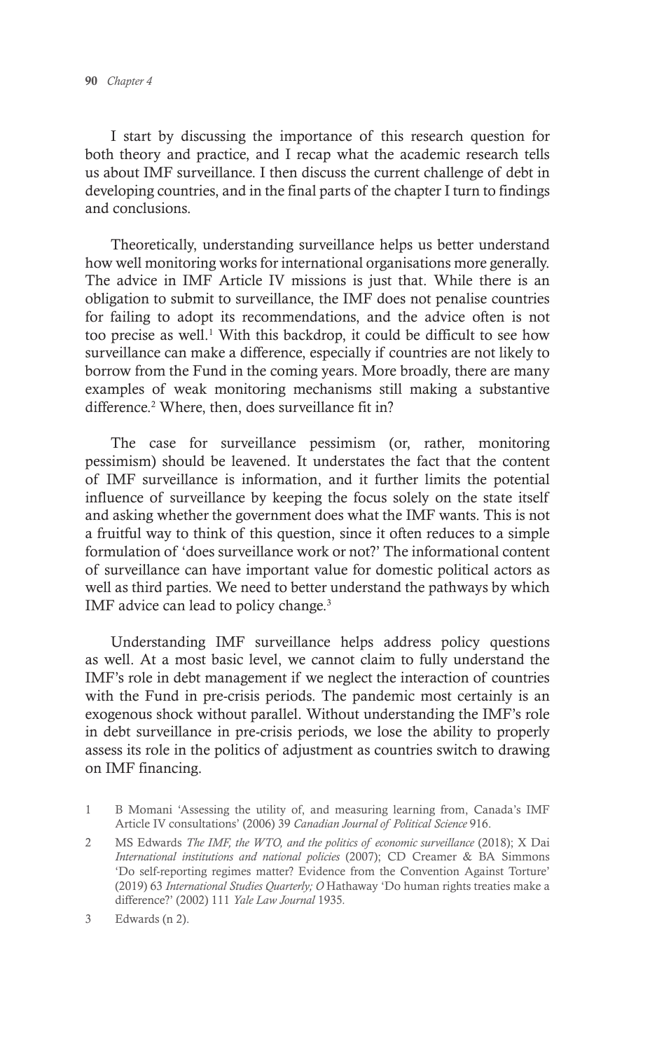I start by discussing the importance of this research question for both theory and practice, and I recap what the academic research tells us about IMF surveillance. I then discuss the current challenge of debt in developing countries, and in the final parts of the chapter I turn to findings and conclusions.

Theoretically, understanding surveillance helps us better understand how well monitoring works for international organisations more generally. The advice in IMF Article IV missions is just that. While there is an obligation to submit to surveillance, the IMF does not penalise countries for failing to adopt its recommendations, and the advice often is not too precise as well.[1] With this backdrop, it could be difficult to see how surveillance can make a difference, especially if countries are not likely to borrow from the Fund in the coming years. More broadly, there are many examples of weak monitoring mechanisms still making a substantive difference.[2] Where, then, does surveillance fit in?

The case for surveillance pessimism (or, rather, monitoring pessimism) should be leavened. It understates the fact that the content of IMF surveillance is information, and it further limits the potential influence of surveillance by keeping the focus solely on the state itself and asking whether the government does what the IMF wants. This is not a fruitful way to think of this question, since it often reduces to a simple formulation of 'does surveillance work or not?' The informational content of surveillance can have important value for domestic political actors as well as third parties. We need to better understand the pathways by which IMF advice can lead to policy change.[3]

Understanding IMF surveillance helps address policy questions as well. At a most basic level, we cannot claim to fully understand the IMF's role in debt management if we neglect the interaction of countries with the Fund in pre-crisis periods. The pandemic most certainly is an exogenous shock without parallel. Without understanding the IMF's role in debt surveillance in pre-crisis periods, we lose the ability to properly assess its role in the politics of adjustment as countries switch to drawing on IMF financing.

1 B Momani 'Assessing the utility of, and measuring learning from, Canada's IMF Article IV consultations' (2006) 39 *Canadian Journal of Political Science* 916.

2 MS Edwards *The IMF, the WTO, and the politics of economic surveillance* (2018); X Dai *International institutions and national policies* (2007); CD Creamer & BA Simmons 'Do self-reporting regimes matter? Evidence from the Convention Against Torture' (2019) 63 *International Studies Quarterly; O* Hathaway 'Do human rights treaties make a difference?' (2002) 111 *Yale Law Journal* 1935.

3 Edwards (n 2).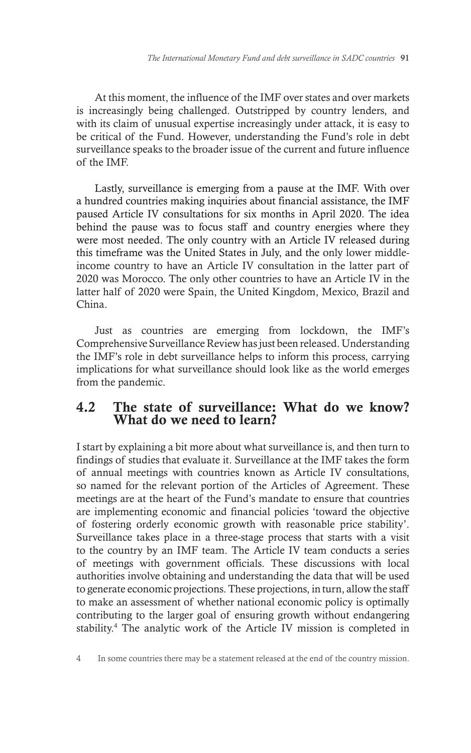At this moment, the influence of the IMF over states and over markets is increasingly being challenged. Outstripped by country lenders, and with its claim of unusual expertise increasingly under attack, it is easy to be critical of the Fund. However, understanding the Fund's role in debt surveillance speaks to the broader issue of the current and future influence of the IMF.

Lastly, surveillance is emerging from a pause at the IMF. With over a hundred countries making inquiries about financial assistance, the IMF paused Article IV consultations for six months in April 2020. The idea behind the pause was to focus staff and country energies where they were most needed. The only country with an Article IV released during this timeframe was the United States in July, and the only lower middle-income country to have an Article IV consultation in the latter part of 2020 was Morocco. The only other countries to have an Article IV in the latter half of 2020 were Spain, the United Kingdom, Mexico, Brazil and China.

Just as countries are emerging from lockdown, the IMF's Comprehensive Surveillance Review has just been released. Understanding the IMF's role in debt surveillance helps to inform this process, carrying implications for what surveillance should look like as the world emerges from the pandemic.

## 4.2 The state of surveillance: What do we know? What do we need to learn?

I start by explaining a bit more about what surveillance is, and then turn to findings of studies that evaluate it. Surveillance at the IMF takes the form of annual meetings with countries known as Article IV consultations, so named for the relevant portion of the Articles of Agreement. These meetings are at the heart of the Fund's mandate to ensure that countries are implementing economic and financial policies 'toward the objective of fostering orderly economic growth with reasonable price stability'. Surveillance takes place in a three-stage process that starts with a visit to the country by an IMF team. The Article IV team conducts a series of meetings with government officials. These discussions with local authorities involve obtaining and understanding the data that will be used to generate economic projections. These projections, in turn, allow the staff to make an assessment of whether national economic policy is optimally contributing to the larger goal of ensuring growth without endangering stability.[4] The analytic work of the Article IV mission is completed in

4 In some countries there may be a statement released at the end of the country mission.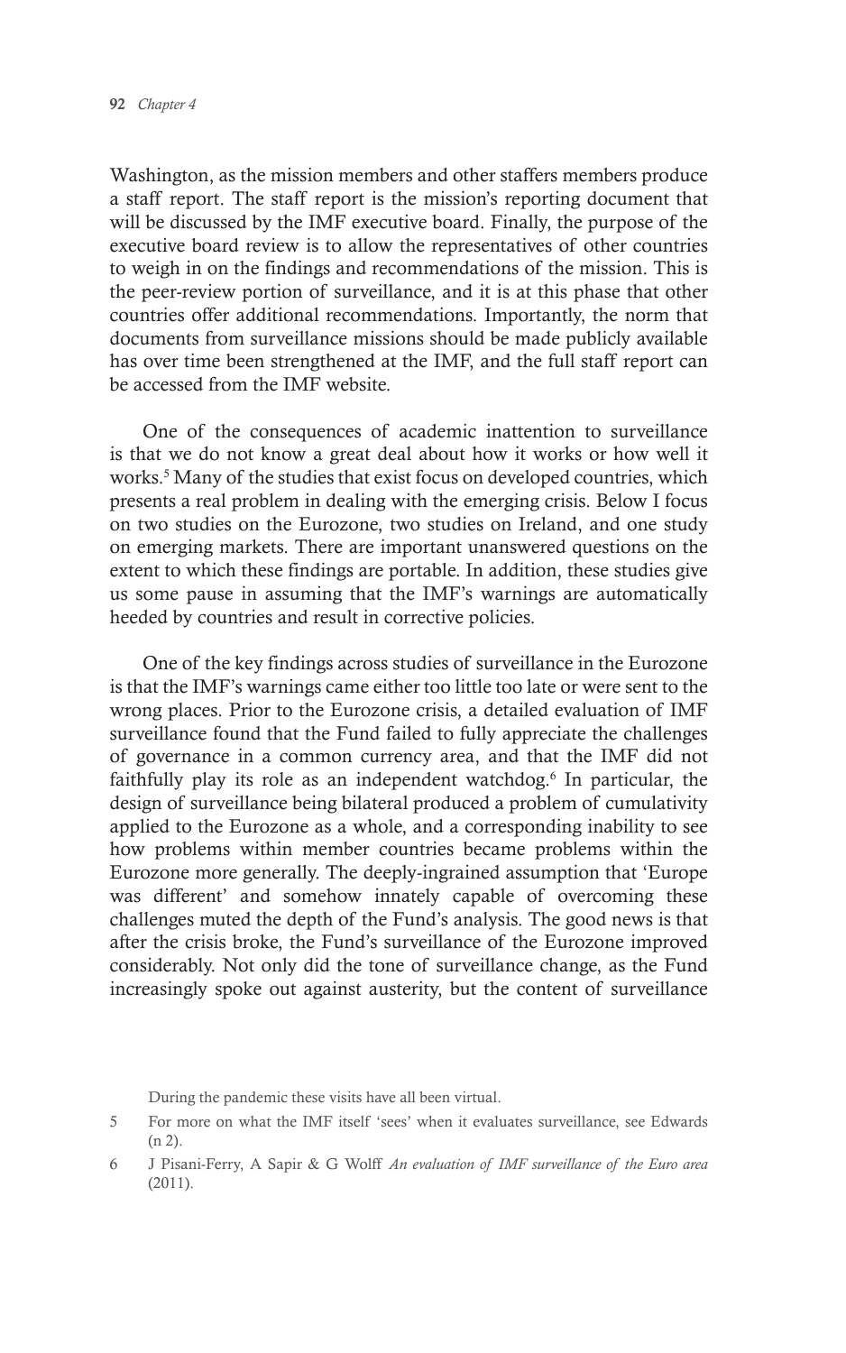Washington, as the mission members and other staffers members produce a staff report. The staff report is the mission's reporting document that will be discussed by the IMF executive board. Finally, the purpose of the executive board review is to allow the representatives of other countries to weigh in on the findings and recommendations of the mission. This is the peer-review portion of surveillance, and it is at this phase that other countries offer additional recommendations. Importantly, the norm that documents from surveillance missions should be made publicly available has over time been strengthened at the IMF, and the full staff report can be accessed from the IMF website.

One of the consequences of academic inattention to surveillance is that we do not know a great deal about how it works or how well it works.[5] Many of the studies that exist focus on developed countries, which presents a real problem in dealing with the emerging crisis. Below I focus on two studies on the Eurozone, two studies on Ireland, and one study on emerging markets. There are important unanswered questions on the extent to which these findings are portable. In addition, these studies give us some pause in assuming that the IMF's warnings are automatically heeded by countries and result in corrective policies.

One of the key findings across studies of surveillance in the Eurozone is that the IMF's warnings came either too little too late or were sent to the wrong places. Prior to the Eurozone crisis, a detailed evaluation of IMF surveillance found that the Fund failed to fully appreciate the challenges of governance in a common currency area, and that the IMF did not faithfully play its role as an independent watchdog.[6] In particular, the design of surveillance being bilateral produced a problem of cumulativity applied to the Eurozone as a whole, and a corresponding inability to see how problems within member countries became problems within the Eurozone more generally. The deeply-ingrained assumption that 'Europe was different' and somehow innately capable of overcoming these challenges muted the depth of the Fund's analysis. The good news is that after the crisis broke, the Fund's surveillance of the Eurozone improved considerably. Not only did the tone of surveillance change, as the Fund increasingly spoke out against austerity, but the content of surveillance

During the pandemic these visits have all been virtual.

5 For more on what the IMF itself 'sees' when it evaluates surveillance, see Edwards (n 2).

6 J Pisani-Ferry, A Sapir & G Wolff *An evaluation of IMF surveillance of the Euro area* (2011).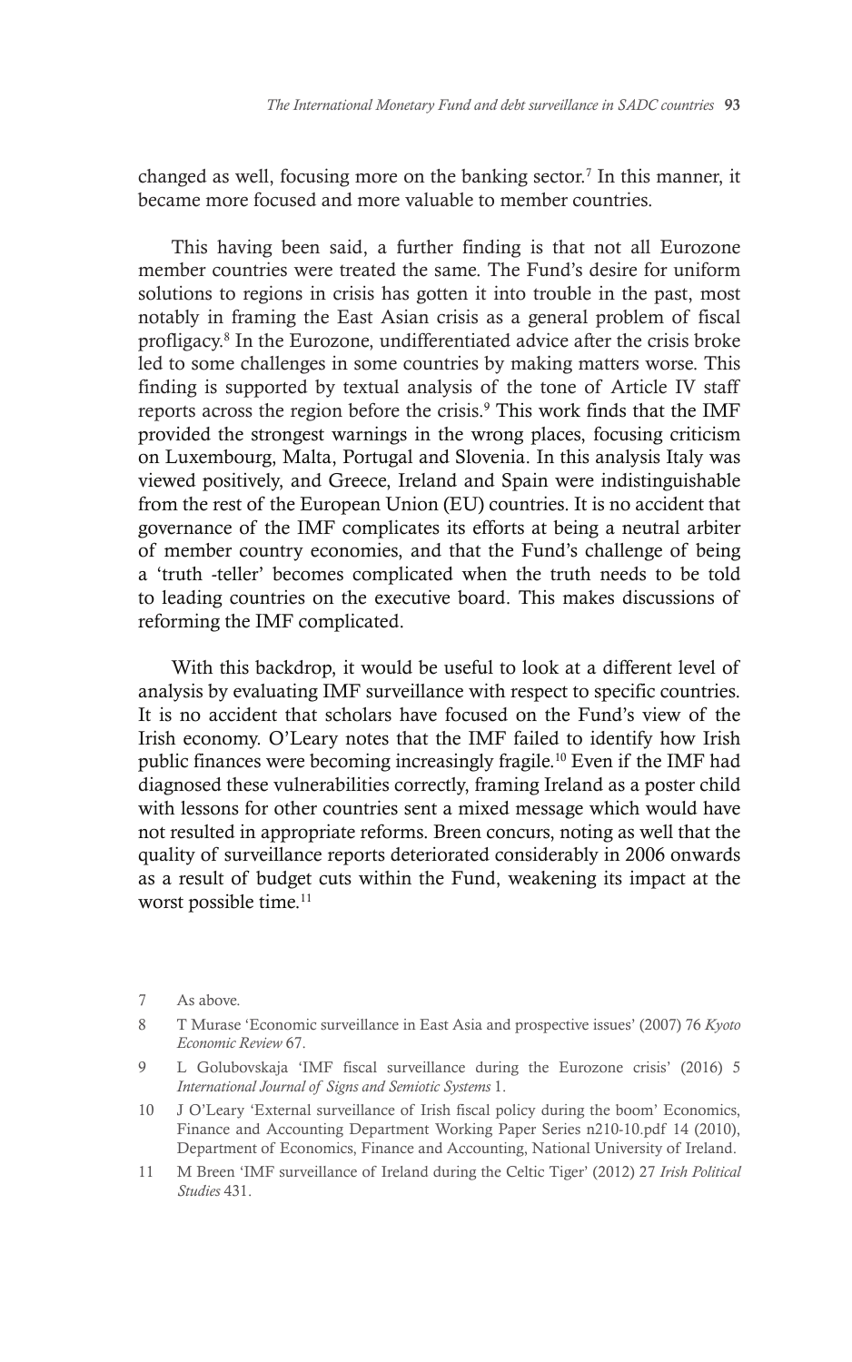changed as well, focusing more on the banking sector.[7] In this manner, it became more focused and more valuable to member countries.

This having been said, a further finding is that not all Eurozone member countries were treated the same. The Fund's desire for uniform solutions to regions in crisis has gotten it into trouble in the past, most notably in framing the East Asian crisis as a general problem of fiscal profligacy.[8] In the Eurozone, undifferentiated advice after the crisis broke led to some challenges in some countries by making matters worse. This finding is supported by textual analysis of the tone of Article IV staff reports across the region before the crisis.[9] This work finds that the IMF provided the strongest warnings in the wrong places, focusing criticism on Luxembourg, Malta, Portugal and Slovenia. In this analysis Italy was viewed positively, and Greece, Ireland and Spain were indistinguishable from the rest of the European Union (EU) countries. It is no accident that governance of the IMF complicates its efforts at being a neutral arbiter of member country economies, and that the Fund's challenge of being a 'truth -teller' becomes complicated when the truth needs to be told to leading countries on the executive board. This makes discussions of reforming the IMF complicated.

With this backdrop, it would be useful to look at a different level of analysis by evaluating IMF surveillance with respect to specific countries. It is no accident that scholars have focused on the Fund's view of the Irish economy. O'Leary notes that the IMF failed to identify how Irish public finances were becoming increasingly fragile.[10] Even if the IMF had diagnosed these vulnerabilities correctly, framing Ireland as a poster child with lessons for other countries sent a mixed message which would have not resulted in appropriate reforms. Breen concurs, noting as well that the quality of surveillance reports deteriorated considerably in 2006 onwards as a result of budget cuts within the Fund, weakening its impact at the worst possible time.[11]

7 As above.

8 T Murase 'Economic surveillance in East Asia and prospective issues' (2007) 76 *Kyoto Economic Review* 67.

9 L Golubovskaja 'IMF fiscal surveillance during the Eurozone crisis' (2016) 5 *International Journal of Signs and Semiotic Systems* 1.

10 J O'Leary 'External surveillance of Irish fiscal policy during the boom' Economics, Finance and Accounting Department Working Paper Series n210-10.pdf 14 (2010), Department of Economics, Finance and Accounting, National University of Ireland.

11 M Breen 'IMF surveillance of Ireland during the Celtic Tiger' (2012) 27 *Irish Political Studies* 431.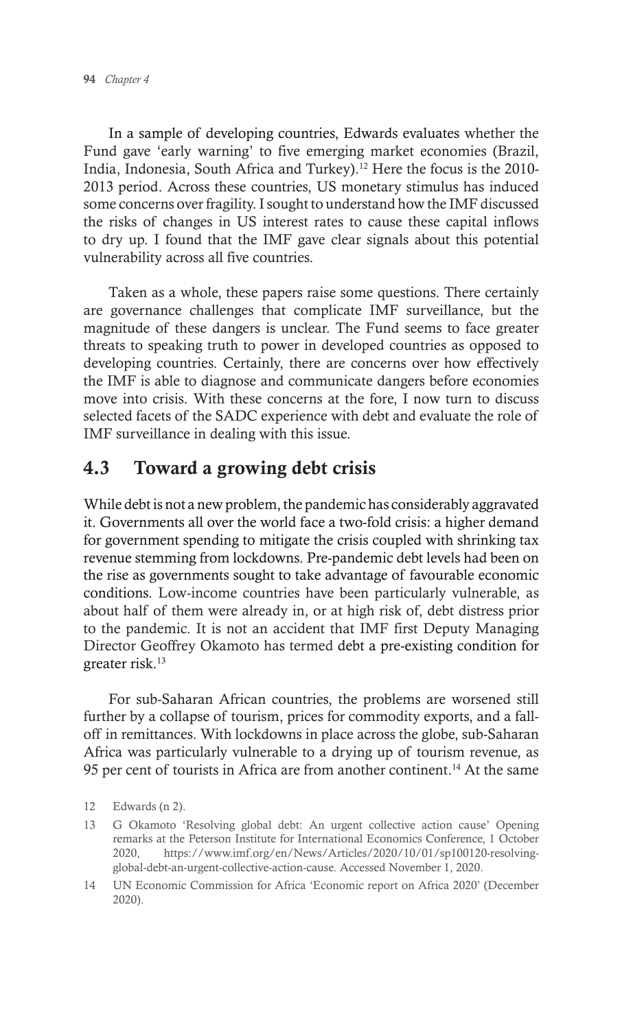In a sample of developing countries, Edwards evaluates whether the Fund gave 'early warning' to five emerging market economies (Brazil, India, Indonesia, South Africa and Turkey).[12] Here the focus is the 2010-2013 period. Across these countries, US monetary stimulus has induced some concerns over fragility. I sought to understand how the IMF discussed the risks of changes in US interest rates to cause these capital inflows to dry up. I found that the IMF gave clear signals about this potential vulnerability across all five countries.

Taken as a whole, these papers raise some questions. There certainly are governance challenges that complicate IMF surveillance, but the magnitude of these dangers is unclear. The Fund seems to face greater threats to speaking truth to power in developed countries as opposed to developing countries. Certainly, there are concerns over how effectively the IMF is able to diagnose and communicate dangers before economies move into crisis. With these concerns at the fore, I now turn to discuss selected facets of the SADC experience with debt and evaluate the role of IMF surveillance in dealing with this issue.

## 4.3 Toward a growing debt crisis

While debt is not a new problem, the pandemic has considerably aggravated it. Governments all over the world face a two-fold crisis: a higher demand for government spending to mitigate the crisis coupled with shrinking tax revenue stemming from lockdowns. Pre-pandemic debt levels had been on the rise as governments sought to take advantage of favourable economic conditions. Low-income countries have been particularly vulnerable, as about half of them were already in, or at high risk of, debt distress prior to the pandemic. It is not an accident that IMF first Deputy Managing Director Geoffrey Okamoto has termed debt a pre-existing condition for greater risk.[13]

For sub-Saharan African countries, the problems are worsened still further by a collapse of tourism, prices for commodity exports, and a fall-off in remittances. With lockdowns in place across the globe, sub-Saharan Africa was particularly vulnerable to a drying up of tourism revenue, as 95 per cent of tourists in Africa are from another continent.[14] At the same

12 Edwards (n 2).

13 G Okamoto 'Resolving global debt: An urgent collective action cause' Opening remarks at the Peterson Institute for International Economics Conference, 1 October 2020, https://www.imf.org/en/News/Articles/2020/10/01/sp100120-resolving-global-debt-an-urgent-collective-action-cause. Accessed November 1, 2020.

14 UN Economic Commission for Africa 'Economic report on Africa 2020' (December 2020).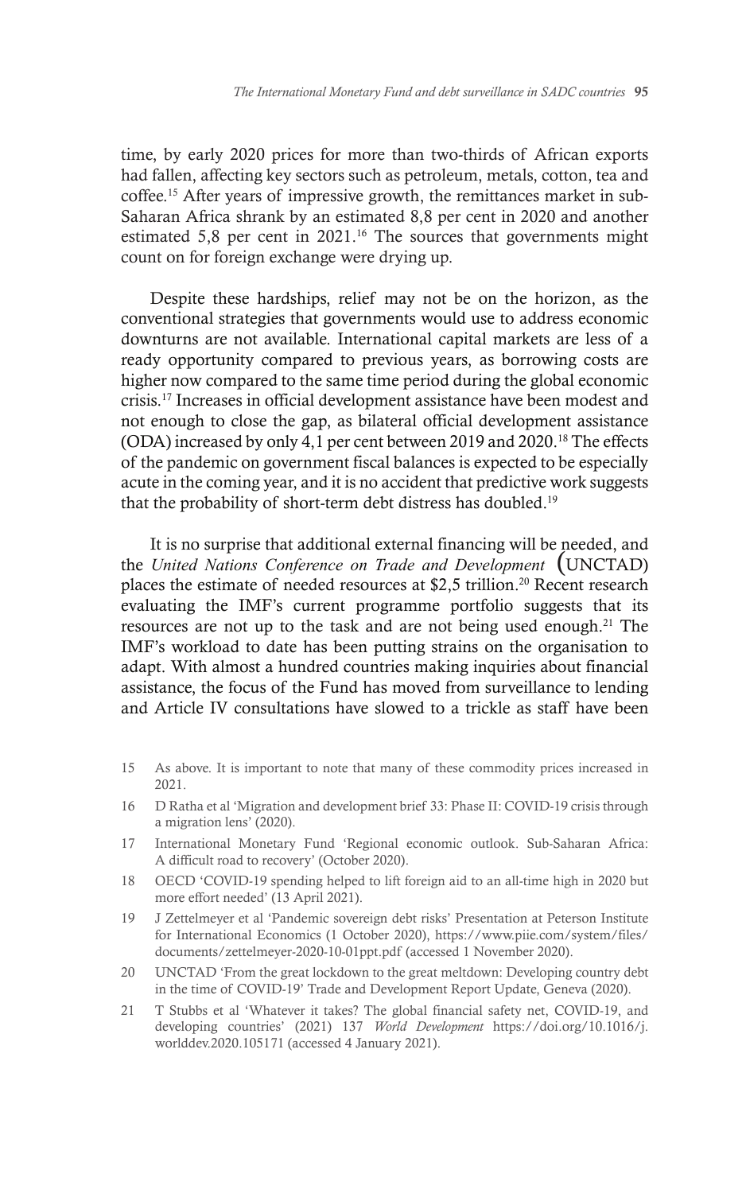time, by early 2020 prices for more than two-thirds of African exports had fallen, affecting key sectors such as petroleum, metals, cotton, tea and coffee.[15] After years of impressive growth, the remittances market in sub-Saharan Africa shrank by an estimated 8,8 per cent in 2020 and another estimated 5,8 per cent in 2021.[16] The sources that governments might count on for foreign exchange were drying up.

Despite these hardships, relief may not be on the horizon, as the conventional strategies that governments would use to address economic downturns are not available. International capital markets are less of a ready opportunity compared to previous years, as borrowing costs are higher now compared to the same time period during the global economic crisis.[17] Increases in official development assistance have been modest and not enough to close the gap, as bilateral official development assistance (ODA) increased by only 4,1 per cent between 2019 and 2020.[18] The effects of the pandemic on government fiscal balances is expected to be especially acute in the coming year, and it is no accident that predictive work suggests that the probability of short-term debt distress has doubled.[19]

It is no surprise that additional external financing will be needed, and the *United Nations Conference on Trade and Development* (UNCTAD) places the estimate of needed resources at $2,5 trillion.[20] Recent research evaluating the IMF's current programme portfolio suggests that its resources are not up to the task and are not being used enough.[21] The IMF's workload to date has been putting strains on the organisation to adapt. With almost a hundred countries making inquiries about financial assistance, the focus of the Fund has moved from surveillance to lending and Article IV consultations have slowed to a trickle as staff have been

15 As above. It is important to note that many of these commodity prices increased in 2021.

16 D Ratha et al 'Migration and development brief 33: Phase II: COVID-19 crisis through a migration lens' (2020).

17 International Monetary Fund 'Regional economic outlook. Sub-Saharan Africa: A difficult road to recovery' (October 2020).

18 OECD 'COVID-19 spending helped to lift foreign aid to an all-time high in 2020 but more effort needed' (13 April 2021).

19 J Zettelmeyer et al 'Pandemic sovereign debt risks' Presentation at Peterson Institute for International Economics (1 October 2020), https://www.piie.com/system/files/documents/zettelmeyer-2020-10-01ppt.pdf (accessed 1 November 2020).

20 UNCTAD 'From the great lockdown to the great meltdown: Developing country debt in the time of COVID-19' Trade and Development Report Update, Geneva (2020).

21 T Stubbs et al 'Whatever it takes? The global financial safety net, COVID-19, and developing countries' (2021) 137 *World Development* https://doi.org/10.1016/j.worlddev.2020.105171 (accessed 4 January 2021).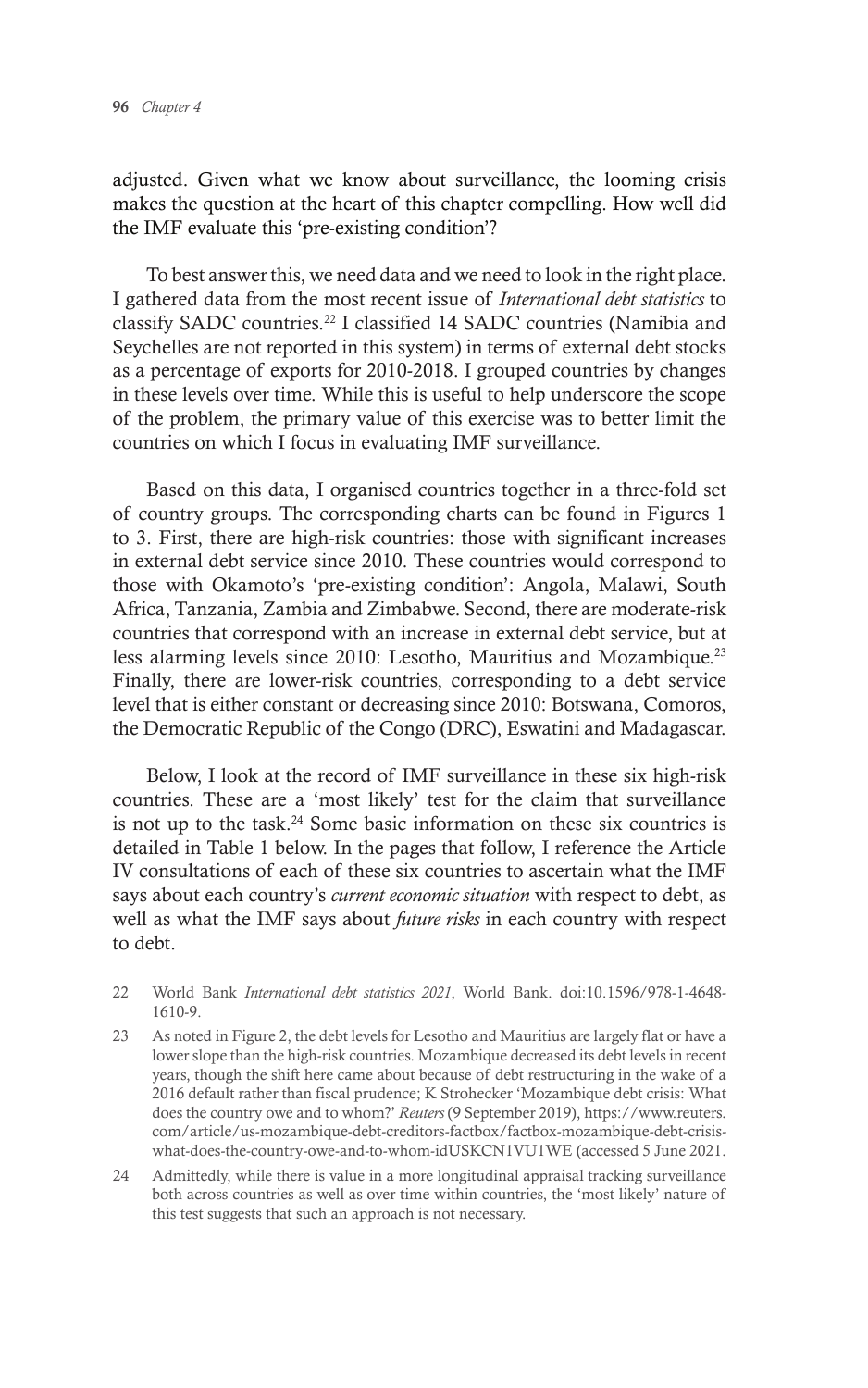adjusted. Given what we know about surveillance, the looming crisis makes the question at the heart of this chapter compelling. How well did the IMF evaluate this 'pre-existing condition'?

To best answer this, we need data and we need to look in the right place. I gathered data from the most recent issue of *International debt statistics* to classify SADC countries.[22] I classified 14 SADC countries (Namibia and Seychelles are not reported in this system) in terms of external debt stocks as a percentage of exports for 2010-2018. I grouped countries by changes in these levels over time. While this is useful to help underscore the scope of the problem, the primary value of this exercise was to better limit the countries on which I focus in evaluating IMF surveillance.

Based on this data, I organised countries together in a three-fold set of country groups. The corresponding charts can be found in Figures 1 to 3. First, there are high-risk countries: those with significant increases in external debt service since 2010. These countries would correspond to those with Okamoto's 'pre-existing condition': Angola, Malawi, South Africa, Tanzania, Zambia and Zimbabwe. Second, there are moderate-risk countries that correspond with an increase in external debt service, but at less alarming levels since 2010: Lesotho, Mauritius and Mozambique.[23] Finally, there are lower-risk countries, corresponding to a debt service level that is either constant or decreasing since 2010: Botswana, Comoros, the Democratic Republic of the Congo (DRC), Eswatini and Madagascar.

Below, I look at the record of IMF surveillance in these six high-risk countries. These are a 'most likely' test for the claim that surveillance is not up to the task.[24] Some basic information on these six countries is detailed in Table 1 below. In the pages that follow, I reference the Article IV consultations of each of these six countries to ascertain what the IMF says about each country's *current economic situation* with respect to debt, as well as what the IMF says about *future risks* in each country with respect to debt.

22 World Bank *International debt statistics 2021*, World Bank. doi:10.1596/978-1-4648-1610-9.

23 As noted in Figure 2, the debt levels for Lesotho and Mauritius are largely flat or have a lower slope than the high-risk countries. Mozambique decreased its debt levels in recent years, though the shift here came about because of debt restructuring in the wake of a 2016 default rather than fiscal prudence; K Strohecker 'Mozambique debt crisis: What does the country owe and to whom?' *Reuters* (9 September 2019), https://www.reuters.com/article/us-mozambique-debt-creditors-factbox/factbox-mozambique-debt-crisis-what-does-the-country-owe-and-to-whom-idUSKCN1VU1WE (accessed 5 June 2021.

24 Admittedly, while there is value in a more longitudinal appraisal tracking surveillance both across countries as well as over time within countries, the 'most likely' nature of this test suggests that such an approach is not necessary.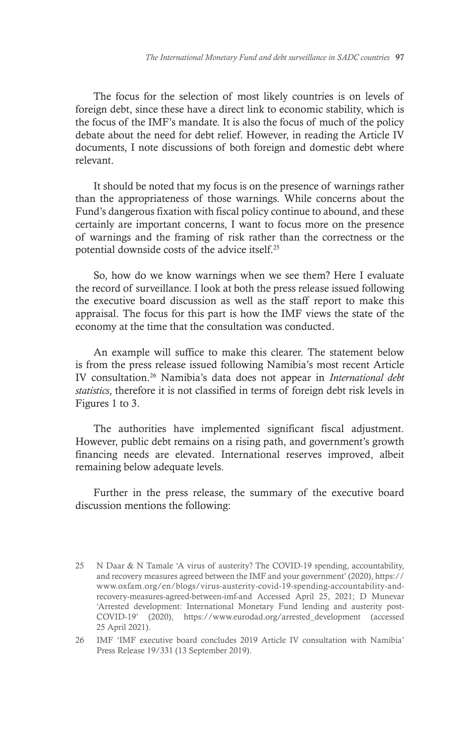The focus for the selection of most likely countries is on levels of foreign debt, since these have a direct link to economic stability, which is the focus of the IMF's mandate. It is also the focus of much of the policy debate about the need for debt relief. However, in reading the Article IV documents, I note discussions of both foreign and domestic debt where relevant.

It should be noted that my focus is on the presence of warnings rather than the appropriateness of those warnings. While concerns about the Fund's dangerous fixation with fiscal policy continue to abound, and these certainly are important concerns, I want to focus more on the presence of warnings and the framing of risk rather than the correctness or the potential downside costs of the advice itself.[25]

So, how do we know warnings when we see them? Here I evaluate the record of surveillance. I look at both the press release issued following the executive board discussion as well as the staff report to make this appraisal. The focus for this part is how the IMF views the state of the economy at the time that the consultation was conducted.

An example will suffice to make this clearer. The statement below is from the press release issued following Namibia's most recent Article IV consultation.[26] Namibia's data does not appear in *International debt statistics*, therefore it is not classified in terms of foreign debt risk levels in Figures 1 to 3.

> The authorities have implemented significant fiscal adjustment. However, public debt remains on a rising path, and government's growth financing needs are elevated. International reserves improved, albeit remaining below adequate levels.

Further in the press release, the summary of the executive board discussion mentions the following:

---

25 N Daar & N Tamale 'A virus of austerity? The COVID-19 spending, accountability, and recovery measures agreed between the IMF and your government' (2020), https://www.oxfam.org/en/blogs/virus-austerity-covid-19-spending-accountability-and-recovery-measures-agreed-between-imf-and Accessed April 25, 2021; D Munevar 'Arrested development: International Monetary Fund lending and austerity post-COVID-19' (2020), https://www.eurodad.org/arrested_development (accessed 25 April 2021).

26 IMF 'IMF executive board concludes 2019 Article IV consultation with Namibia' Press Release 19/331 (13 September 2019).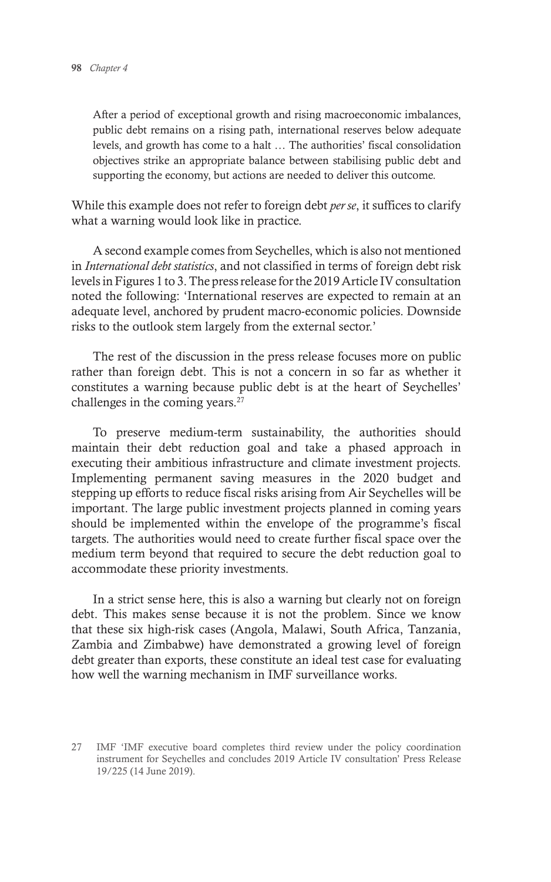> After a period of exceptional growth and rising macroeconomic imbalances, public debt remains on a rising path, international reserves below adequate levels, and growth has come to a halt … The authorities' fiscal consolidation objectives strike an appropriate balance between stabilising public debt and supporting the economy, but actions are needed to deliver this outcome.

While this example does not refer to foreign debt *per se*, it suffices to clarify what a warning would look like in practice.

A second example comes from Seychelles, which is also not mentioned in *International debt statistics*, and not classified in terms of foreign debt risk levels in Figures 1 to 3. The press release for the 2019 Article IV consultation noted the following: 'International reserves are expected to remain at an adequate level, anchored by prudent macro-economic policies. Downside risks to the outlook stem largely from the external sector.'

The rest of the discussion in the press release focuses more on public rather than foreign debt. This is not a concern in so far as whether it constitutes a warning because public debt is at the heart of Seychelles' challenges in the coming years.[27]

> To preserve medium-term sustainability, the authorities should maintain their debt reduction goal and take a phased approach in executing their ambitious infrastructure and climate investment projects. Implementing permanent saving measures in the 2020 budget and stepping up efforts to reduce fiscal risks arising from Air Seychelles will be important. The large public investment projects planned in coming years should be implemented within the envelope of the programme's fiscal targets. The authorities would need to create further fiscal space over the medium term beyond that required to secure the debt reduction goal to accommodate these priority investments.

In a strict sense here, this is also a warning but clearly not on foreign debt. This makes sense because it is not the problem. Since we know that these six high-risk cases (Angola, Malawi, South Africa, Tanzania, Zambia and Zimbabwe) have demonstrated a growing level of foreign debt greater than exports, these constitute an ideal test case for evaluating how well the warning mechanism in IMF surveillance works.

27 IMF 'IMF executive board completes third review under the policy coordination instrument for Seychelles and concludes 2019 Article IV consultation' Press Release 19/225 (14 June 2019).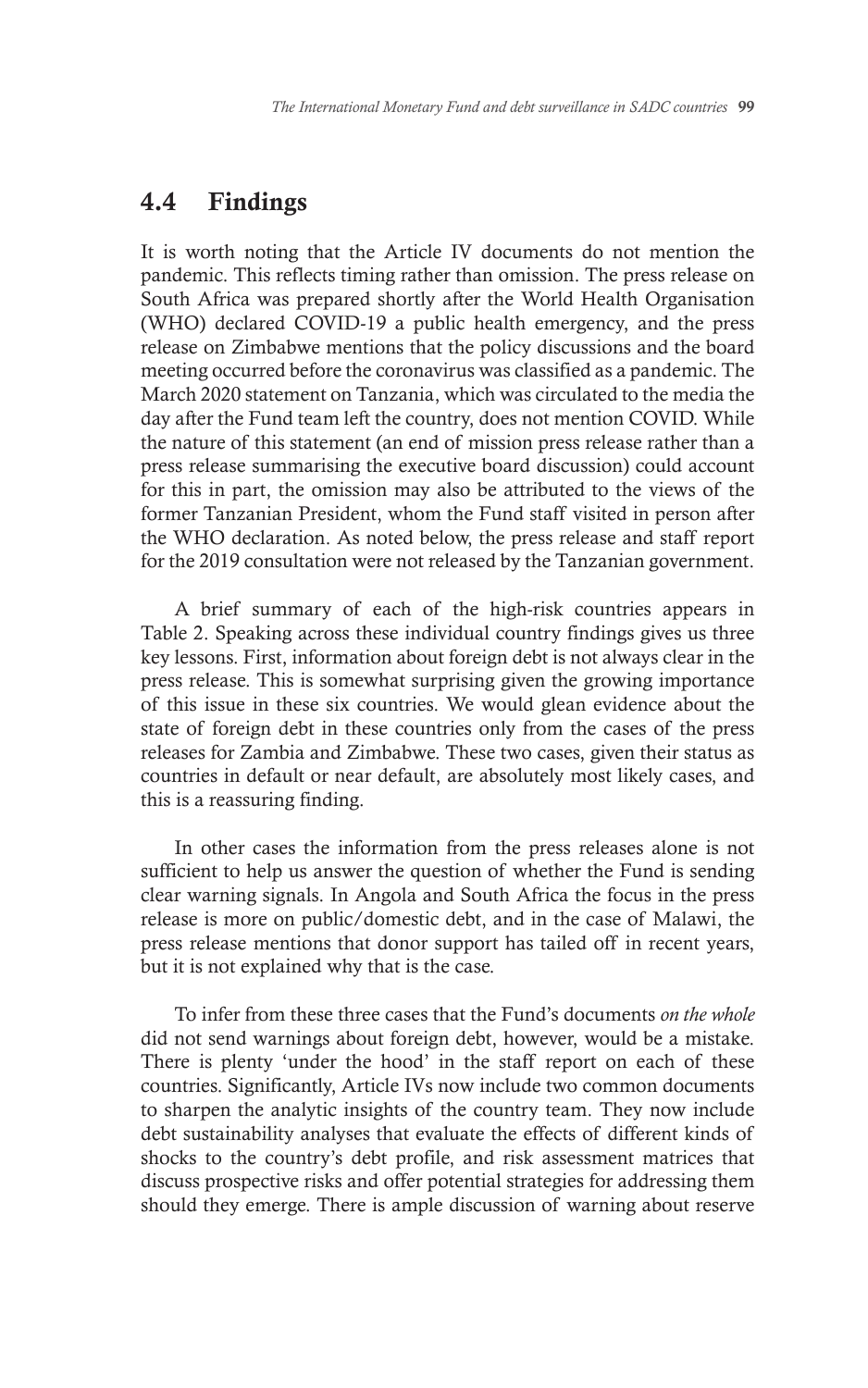## 4.4 Findings

It is worth noting that the Article IV documents do not mention the pandemic. This reflects timing rather than omission. The press release on South Africa was prepared shortly after the World Health Organisation (WHO) declared COVID-19 a public health emergency, and the press release on Zimbabwe mentions that the policy discussions and the board meeting occurred before the coronavirus was classified as a pandemic. The March 2020 statement on Tanzania, which was circulated to the media the day after the Fund team left the country, does not mention COVID. While the nature of this statement (an end of mission press release rather than a press release summarising the executive board discussion) could account for this in part, the omission may also be attributed to the views of the former Tanzanian President, whom the Fund staff visited in person after the WHO declaration. As noted below, the press release and staff report for the 2019 consultation were not released by the Tanzanian government.

A brief summary of each of the high-risk countries appears in Table 2. Speaking across these individual country findings gives us three key lessons. First, information about foreign debt is not always clear in the press release. This is somewhat surprising given the growing importance of this issue in these six countries. We would glean evidence about the state of foreign debt in these countries only from the cases of the press releases for Zambia and Zimbabwe. These two cases, given their status as countries in default or near default, are absolutely most likely cases, and this is a reassuring finding.

In other cases the information from the press releases alone is not sufficient to help us answer the question of whether the Fund is sending clear warning signals. In Angola and South Africa the focus in the press release is more on public/domestic debt, and in the case of Malawi, the press release mentions that donor support has tailed off in recent years, but it is not explained why that is the case.

To infer from these three cases that the Fund's documents *on the whole* did not send warnings about foreign debt, however, would be a mistake. There is plenty 'under the hood' in the staff report on each of these countries. Significantly, Article IVs now include two common documents to sharpen the analytic insights of the country team. They now include debt sustainability analyses that evaluate the effects of different kinds of shocks to the country's debt profile, and risk assessment matrices that discuss prospective risks and offer potential strategies for addressing them should they emerge. There is ample discussion of warning about reserve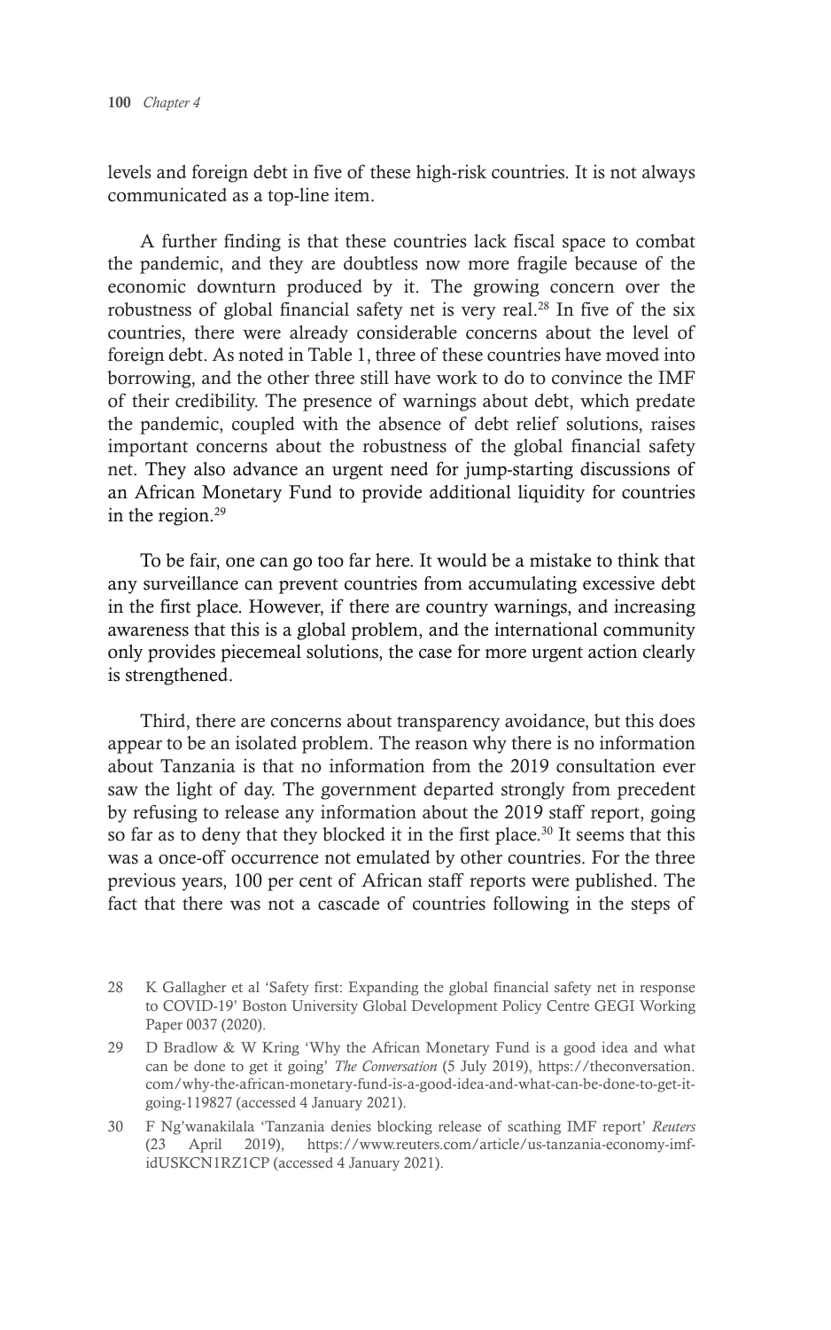levels and foreign debt in five of these high-risk countries. It is not always communicated as a top-line item.

A further finding is that these countries lack fiscal space to combat the pandemic, and they are doubtless now more fragile because of the economic downturn produced by it. The growing concern over the robustness of global financial safety net is very real.[28] In five of the six countries, there were already considerable concerns about the level of foreign debt. As noted in Table 1, three of these countries have moved into borrowing, and the other three still have work to do to convince the IMF of their credibility. The presence of warnings about debt, which predate the pandemic, coupled with the absence of debt relief solutions, raises important concerns about the robustness of the global financial safety net. They also advance an urgent need for jump-starting discussions of an African Monetary Fund to provide additional liquidity for countries in the region.[29]

To be fair, one can go too far here. It would be a mistake to think that any surveillance can prevent countries from accumulating excessive debt in the first place. However, if there are country warnings, and increasing awareness that this is a global problem, and the international community only provides piecemeal solutions, the case for more urgent action clearly is strengthened.

Third, there are concerns about transparency avoidance, but this does appear to be an isolated problem. The reason why there is no information about Tanzania is that no information from the 2019 consultation ever saw the light of day. The government departed strongly from precedent by refusing to release any information about the 2019 staff report, going so far as to deny that they blocked it in the first place.[30] It seems that this was a once-off occurrence not emulated by other countries. For the three previous years, 100 per cent of African staff reports were published. The fact that there was not a cascade of countries following in the steps of

---

28 K Gallagher et al 'Safety first: Expanding the global financial safety net in response to COVID-19' Boston University Global Development Policy Centre GEGI Working Paper 0037 (2020).

29 D Bradlow & W Kring 'Why the African Monetary Fund is a good idea and what can be done to get it going' *The Conversation* (5 July 2019), https://theconversation.com/why-the-african-monetary-fund-is-a-good-idea-and-what-can-be-done-to-get-it-going-119827 (accessed 4 January 2021).

30 F Ng'wanakilala 'Tanzania denies blocking release of scathing IMF report' *Reuters* (23 April 2019), https://www.reuters.com/article/us-tanzania-economy-imf-idUSKCN1RZ1CP (accessed 4 January 2021).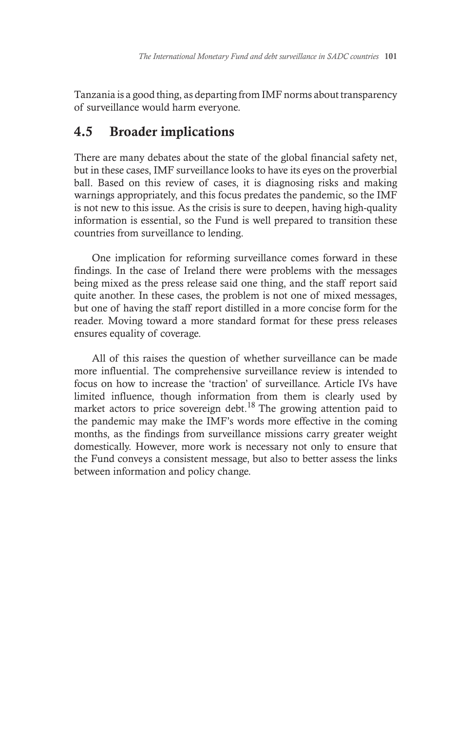Tanzania is a good thing, as departing from IMF norms about transparency of surveillance would harm everyone.

## 4.5 Broader implications

There are many debates about the state of the global financial safety net, but in these cases, IMF surveillance looks to have its eyes on the proverbial ball. Based on this review of cases, it is diagnosing risks and making warnings appropriately, and this focus predates the pandemic, so the IMF is not new to this issue. As the crisis is sure to deepen, having high-quality information is essential, so the Fund is well prepared to transition these countries from surveillance to lending.

One implication for reforming surveillance comes forward in these findings. In the case of Ireland there were problems with the messages being mixed as the press release said one thing, and the staff report said quite another. In these cases, the problem is not one of mixed messages, but one of having the staff report distilled in a more concise form for the reader. Moving toward a more standard format for these press releases ensures equality of coverage.

All of this raises the question of whether surveillance can be made more influential. The comprehensive surveillance review is intended to focus on how to increase the 'traction' of surveillance. Article IVs have limited influence, though information from them is clearly used by market actors to price sovereign debt.[18] The growing attention paid to the pandemic may make the IMF's words more effective in the coming months, as the findings from surveillance missions carry greater weight domestically. However, more work is necessary not only to ensure that the Fund conveys a consistent message, but also to better assess the links between information and policy change.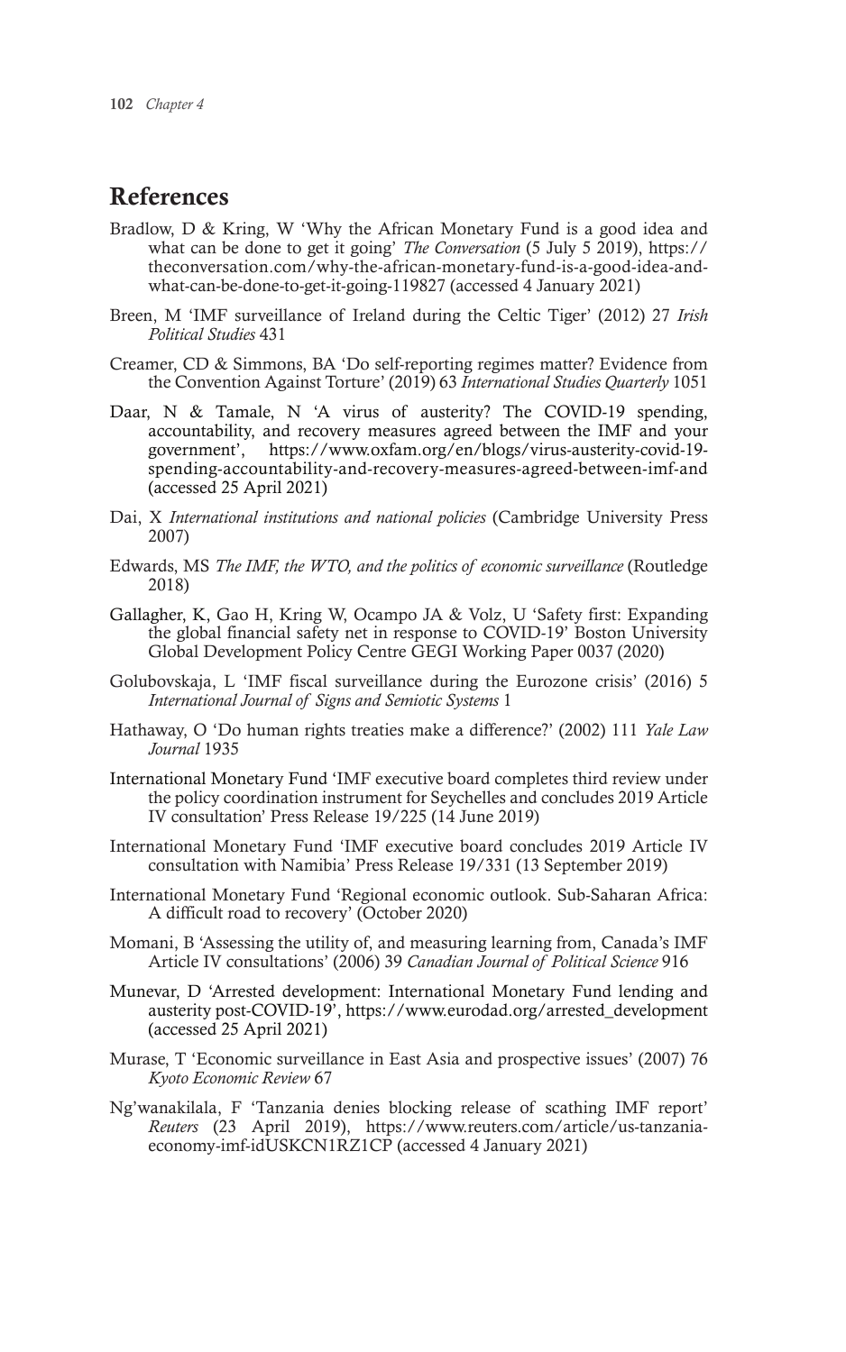## References

Bradlow, D & Kring, W 'Why the African Monetary Fund is a good idea and what can be done to get it going' *The Conversation* (5 July 5 2019), https://theconversation.com/why-the-african-monetary-fund-is-a-good-idea-and-what-can-be-done-to-get-it-going-119827 (accessed 4 January 2021)

Breen, M 'IMF surveillance of Ireland during the Celtic Tiger' (2012) 27 *Irish Political Studies* 431

Creamer, CD & Simmons, BA 'Do self-reporting regimes matter? Evidence from the Convention Against Torture' (2019) 63 *International Studies Quarterly* 1051

Daar, N & Tamale, N 'A virus of austerity? The COVID-19 spending, accountability, and recovery measures agreed between the IMF and your government', https://www.oxfam.org/en/blogs/virus-austerity-covid-19-spending-accountability-and-recovery-measures-agreed-between-imf-and (accessed 25 April 2021)

Dai, X *International institutions and national policies* (Cambridge University Press 2007)

Edwards, MS *The IMF, the WTO, and the politics of economic surveillance* (Routledge 2018)

Gallagher, K, Gao H, Kring W, Ocampo JA & Volz, U 'Safety first: Expanding the global financial safety net in response to COVID-19' Boston University Global Development Policy Centre GEGI Working Paper 0037 (2020)

Golubovskaja, L 'IMF fiscal surveillance during the Eurozone crisis' (2016) 5 *International Journal of Signs and Semiotic Systems* 1

Hathaway, O 'Do human rights treaties make a difference?' (2002) 111 *Yale Law Journal* 1935

International Monetary Fund 'IMF executive board completes third review under the policy coordination instrument for Seychelles and concludes 2019 Article IV consultation' Press Release 19/225 (14 June 2019)

International Monetary Fund 'IMF executive board concludes 2019 Article IV consultation with Namibia' Press Release 19/331 (13 September 2019)

International Monetary Fund 'Regional economic outlook. Sub-Saharan Africa: A difficult road to recovery' (October 2020)

Momani, B 'Assessing the utility of, and measuring learning from, Canada's IMF Article IV consultations' (2006) 39 *Canadian Journal of Political Science* 916

Munevar, D 'Arrested development: International Monetary Fund lending and austerity post-COVID-19', https://www.eurodad.org/arrested_development (accessed 25 April 2021)

Murase, T 'Economic surveillance in East Asia and prospective issues' (2007) 76 *Kyoto Economic Review* 67

Ng'wanakilala, F 'Tanzania denies blocking release of scathing IMF report' *Reuters* (23 April 2019), https://www.reuters.com/article/us-tanzania-economy-imf-idUSKCN1RZ1CP (accessed 4 January 2021)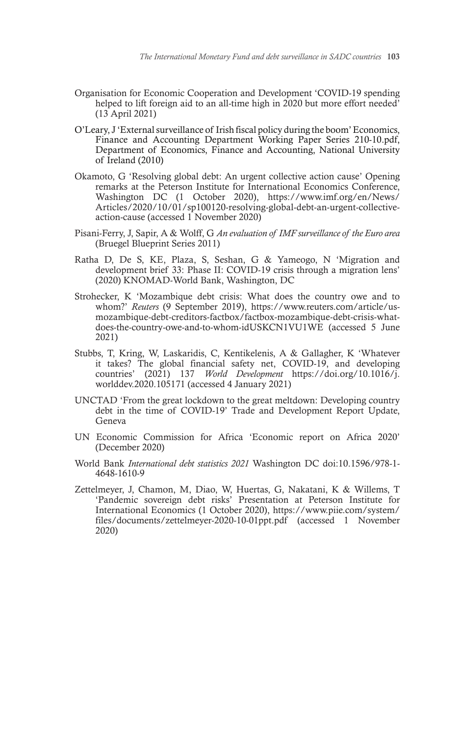Organisation for Economic Cooperation and Development 'COVID-19 spending helped to lift foreign aid to an all-time high in 2020 but more effort needed' (13 April 2021)

O'Leary, J 'External surveillance of Irish fiscal policy during the boom' Economics, Finance and Accounting Department Working Paper Series 210-10.pdf, Department of Economics, Finance and Accounting, National University of Ireland (2010)

Okamoto, G 'Resolving global debt: An urgent collective action cause' Opening remarks at the Peterson Institute for International Economics Conference, Washington DC (1 October 2020), https://www.imf.org/en/News/Articles/2020/10/01/sp100120-resolving-global-debt-an-urgent-collective-action-cause (accessed 1 November 2020)

Pisani-Ferry, J, Sapir, A & Wolff, G *An evaluation of IMF surveillance of the Euro area* (Bruegel Blueprint Series 2011)

Ratha D, De S, KE, Plaza, S, Seshan, G & Yameogo, N 'Migration and development brief 33: Phase II: COVID-19 crisis through a migration lens' (2020) KNOMAD-World Bank, Washington, DC

Strohecker, K 'Mozambique debt crisis: What does the country owe and to whom?' *Reuters* (9 September 2019), https://www.reuters.com/article/us-mozambique-debt-creditors-factbox/factbox-mozambique-debt-crisis-what-does-the-country-owe-and-to-whom-idUSKCN1VU1WE (accessed 5 June 2021)

Stubbs, T, Kring, W, Laskaridis, C, Kentikelenis, A & Gallagher, K 'Whatever it takes? The global financial safety net, COVID-19, and developing countries' (2021) 137 *World Development* https://doi.org/10.1016/j.worlddev.2020.105171 (accessed 4 January 2021)

UNCTAD 'From the great lockdown to the great meltdown: Developing country debt in the time of COVID-19' Trade and Development Report Update, Geneva

UN Economic Commission for Africa 'Economic report on Africa 2020' (December 2020)

World Bank *International debt statistics 2021* Washington DC doi:10.1596/978-1-4648-1610-9

Zettelmeyer, J, Chamon, M, Diao, W, Huertas, G, Nakatani, K & Willems, T 'Pandemic sovereign debt risks' Presentation at Peterson Institute for International Economics (1 October 2020), https://www.piie.com/system/files/documents/zettelmeyer-2020-10-01ppt.pdf (accessed 1 November 2020)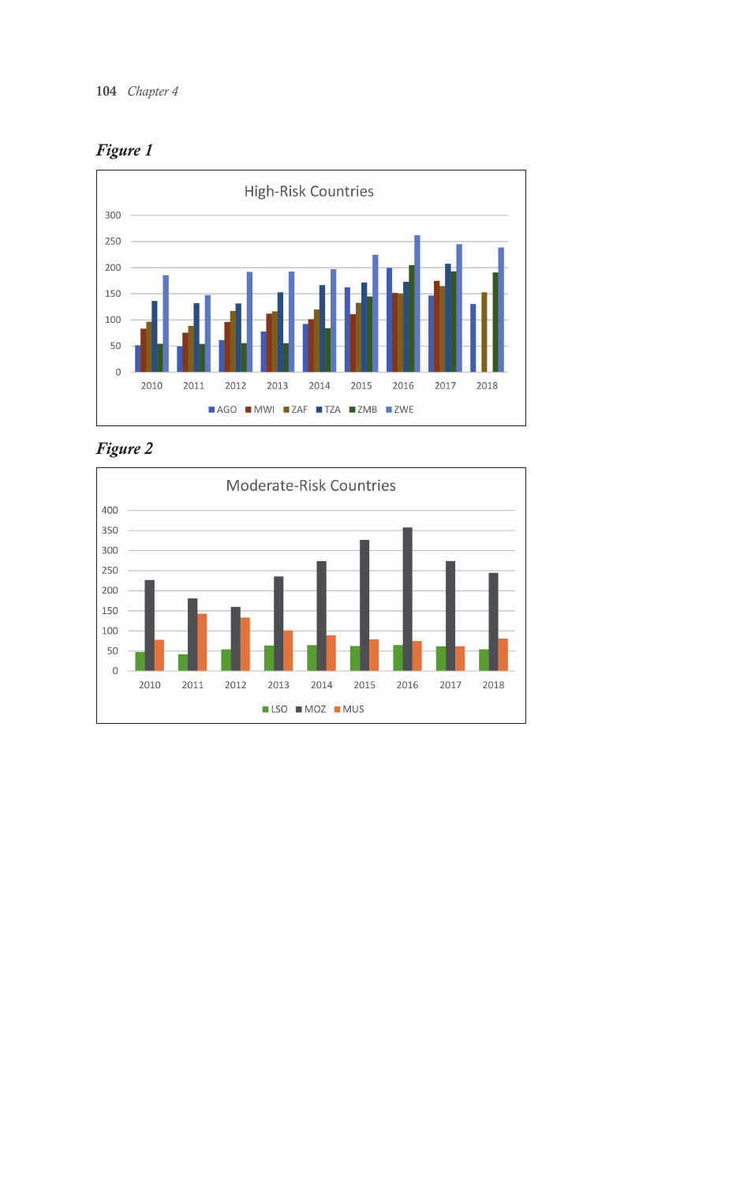*Figure 1*

*Figure 2*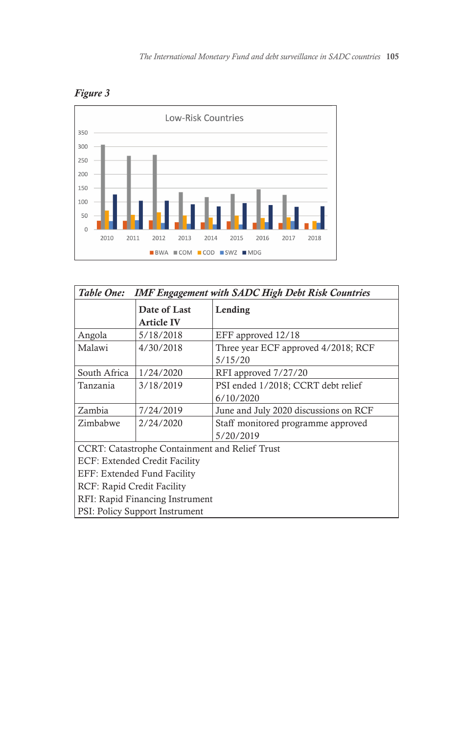*Figure 3*

Low-Risk Countries

■BWA ■COM ■COD ■SWZ ■MDG

| *Table One:* | *IMF Engagement with SADC High Debt Risk Countries* | |
|---|---|---|
| | **Date of Last Article IV** | **Lending** |
| Angola | 5/18/2018 | EFF approved 12/18 |
| Malawi | 4/30/2018 | Three year ECF approved 4/2018; RCF 5/15/20 |
| South Africa | 1/24/2020 | RFI approved 7/27/20 |
| Tanzania | 3/18/2019 | PSI ended 1/2018; CCRT debt relief 6/10/2020 |
| Zambia | 7/24/2019 | June and July 2020 discussions on RCF |
| Zimbabwe | 2/24/2020 | Staff monitored programme approved 5/20/2019 |

CCRT: Catastrophe Containment and Relief Trust
ECF: Extended Credit Facility
EFF: Extended Fund Facility
RCF: Rapid Credit Facility
RFI: Rapid Financing Instrument
PSI: Policy Support Instrument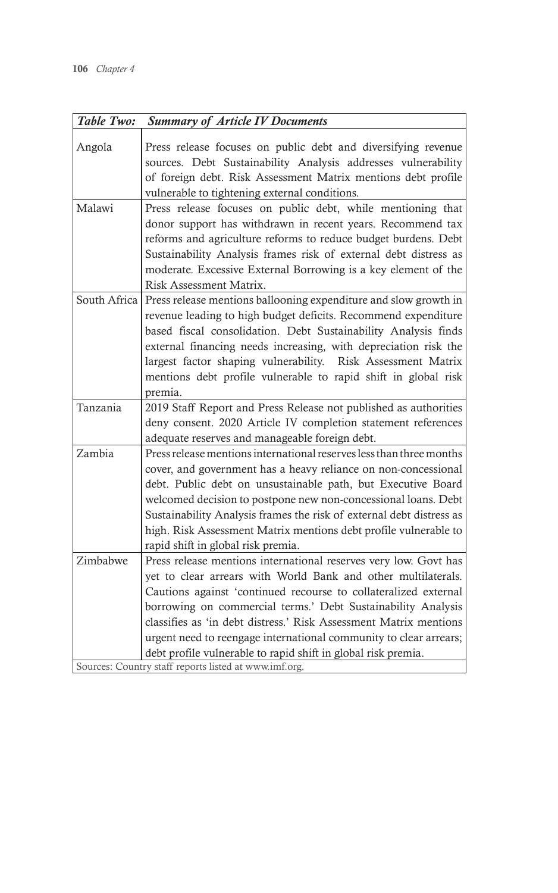| *Table Two:* | *Summary of Article IV Documents* |
|---|---|
| Angola | Press release focuses on public debt and diversifying revenue sources. Debt Sustainability Analysis addresses vulnerability of foreign debt. Risk Assessment Matrix mentions debt profile vulnerable to tightening external conditions. |
| Malawi | Press release focuses on public debt, while mentioning that donor support has withdrawn in recent years. Recommend tax reforms and agriculture reforms to reduce budget burdens. Debt Sustainability Analysis frames risk of external debt distress as moderate. Excessive External Borrowing is a key element of the Risk Assessment Matrix. |
| South Africa | Press release mentions ballooning expenditure and slow growth in revenue leading to high budget deficits. Recommend expenditure based fiscal consolidation. Debt Sustainability Analysis finds external financing needs increasing, with depreciation risk the largest factor shaping vulnerability. Risk Assessment Matrix mentions debt profile vulnerable to rapid shift in global risk premia. |
| Tanzania | 2019 Staff Report and Press Release not published as authorities deny consent. 2020 Article IV completion statement references adequate reserves and manageable foreign debt. |
| Zambia | Press release mentions international reserves less than three months cover, and government has a heavy reliance on non-concessional debt. Public debt on unsustainable path, but Executive Board welcomed decision to postpone new non-concessional loans. Debt Sustainability Analysis frames the risk of external debt distress as high. Risk Assessment Matrix mentions debt profile vulnerable to rapid shift in global risk premia. |
| Zimbabwe | Press release mentions international reserves very low. Govt has yet to clear arrears with World Bank and other multilaterals. Cautions against 'continued recourse to collateralized external borrowing on commercial terms.' Debt Sustainability Analysis classifies as 'in debt distress.' Risk Assessment Matrix mentions urgent need to reengage international community to clear arrears; debt profile vulnerable to rapid shift in global risk premia. |

Sources: Country staff reports listed at www.imf.org.